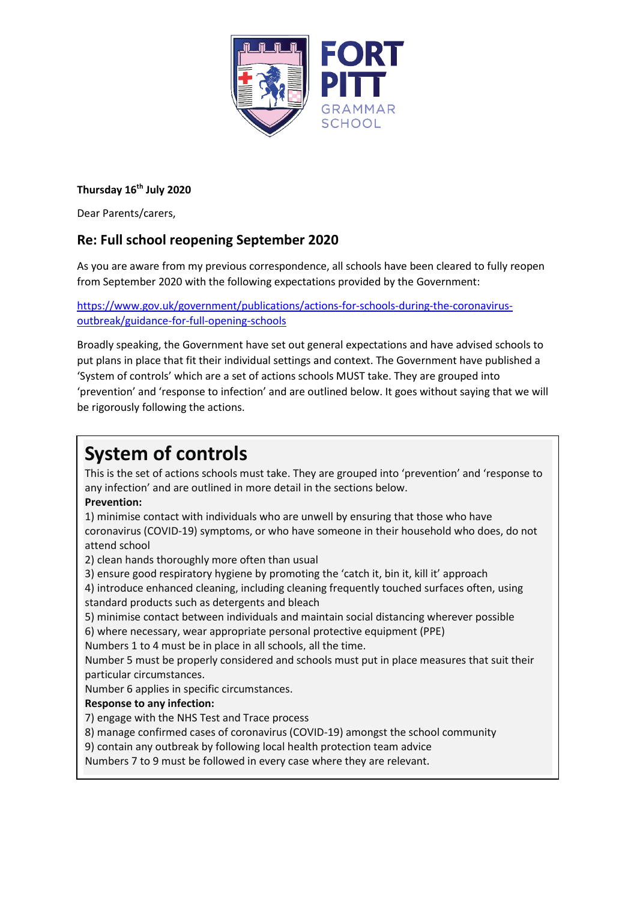**Thursday 16th July 2020**

Dear Parents/carers,

## Re: Full school reopening September 2020

As you are aware from my previous correspondence, all schools have been cleared to fully reopen from September 2020 with the following expectations provided by the Government:

https://www.gov.uk/government/publications/actions-for-schools-during-the-coronavirus-outbreak/guidance-for-full-opening-schools

Broadly speaking, the Government have set out general expectations and have advised schools to put plans in place that fit their individual settings and context. The Government have published a 'System of controls' which are a set of actions schools MUST take. They are grouped into 'prevention' and 'response to infection' and are outlined below. It goes without saying that we will be rigorously following the actions.

## System of controls

This is the set of actions schools must take. They are grouped into 'prevention' and 'response to any infection' and are outlined in more detail in the sections below.

**Prevention:**

1) minimise contact with individuals who are unwell by ensuring that those who have coronavirus (COVID-19) symptoms, or who have someone in their household who does, do not attend school
2) clean hands thoroughly more often than usual
3) ensure good respiratory hygiene by promoting the 'catch it, bin it, kill it' approach
4) introduce enhanced cleaning, including cleaning frequently touched surfaces often, using standard products such as detergents and bleach
5) minimise contact between individuals and maintain social distancing wherever possible
6) where necessary, wear appropriate personal protective equipment (PPE)

Numbers 1 to 4 must be in place in all schools, all the time.
Number 5 must be properly considered and schools must put in place measures that suit their particular circumstances.
Number 6 applies in specific circumstances.

**Response to any infection:**

7) engage with the NHS Test and Trace process
8) manage confirmed cases of coronavirus (COVID-19) amongst the school community
9) contain any outbreak by following local health protection team advice

Numbers 7 to 9 must be followed in every case where they are relevant.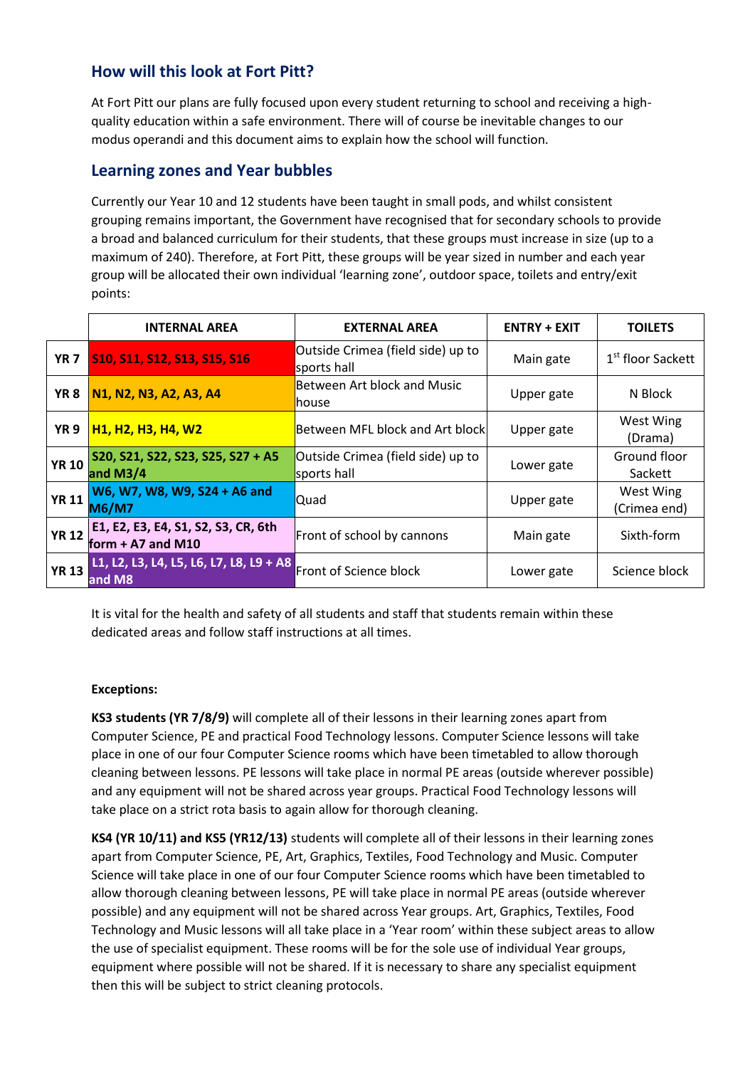## How will this look at Fort Pitt?

At Fort Pitt our plans are fully focused upon every student returning to school and receiving a high-quality education within a safe environment. There will of course be inevitable changes to our modus operandi and this document aims to explain how the school will function.

## Learning zones and Year bubbles

Currently our Year 10 and 12 students have been taught in small pods, and whilst consistent grouping remains important, the Government have recognised that for secondary schools to provide a broad and balanced curriculum for their students, that these groups must increase in size (up to a maximum of 240). Therefore, at Fort Pitt, these groups will be year sized in number and each year group will be allocated their own individual 'learning zone', outdoor space, toilets and entry/exit points:

| | INTERNAL AREA | EXTERNAL AREA | ENTRY + EXIT | TOILETS |
|---|---|---|---|---|
| **YR 7** | **S10, S11, S12, S13, S15, S16** | Outside Crimea (field side) up to sports hall | Main gate | 1st floor Sackett |
| **YR 8** | **N1, N2, N3, A2, A3, A4** | Between Art block and Music house | Upper gate | N Block |
| **YR 9** | **H1, H2, H3, H4, W2** | Between MFL block and Art block | Upper gate | West Wing (Drama) |
| **YR 10** | **S20, S21, S22, S23, S25, S27 + A5 and M3/4** | Outside Crimea (field side) up to sports hall | Lower gate | Ground floor Sackett |
| **YR 11** | **W6, W7, W8, W9, S24 + A6 and M6/M7** | Quad | Upper gate | West Wing (Crimea end) |
| **YR 12** | **E1, E2, E3, E4, S1, S2, S3, CR, 6th form + A7 and M10** | Front of school by cannons | Main gate | Sixth-form |
| **YR 13** | **L1, L2, L3, L4, L5, L6, L7, L8, L9 + A8 and M8** | Front of Science block | Lower gate | Science block |

It is vital for the health and safety of all students and staff that students remain within these dedicated areas and follow staff instructions at all times.

**Exceptions:**

**KS3 students (YR 7/8/9)** will complete all of their lessons in their learning zones apart from Computer Science, PE and practical Food Technology lessons. Computer Science lessons will take place in one of our four Computer Science rooms which have been timetabled to allow thorough cleaning between lessons. PE lessons will take place in normal PE areas (outside wherever possible) and any equipment will not be shared across year groups. Practical Food Technology lessons will take place on a strict rota basis to again allow for thorough cleaning.

**KS4 (YR 10/11) and KS5 (YR12/13)** students will complete all of their lessons in their learning zones apart from Computer Science, PE, Art, Graphics, Textiles, Food Technology and Music. Computer Science will take place in one of our four Computer Science rooms which have been timetabled to allow thorough cleaning between lessons, PE will take place in normal PE areas (outside wherever possible) and any equipment will not be shared across Year groups. Art, Graphics, Textiles, Food Technology and Music lessons will all take place in a 'Year room' within these subject areas to allow the use of specialist equipment. These rooms will be for the sole use of individual Year groups, equipment where possible will not be shared. If it is necessary to share any specialist equipment then this will be subject to strict cleaning protocols.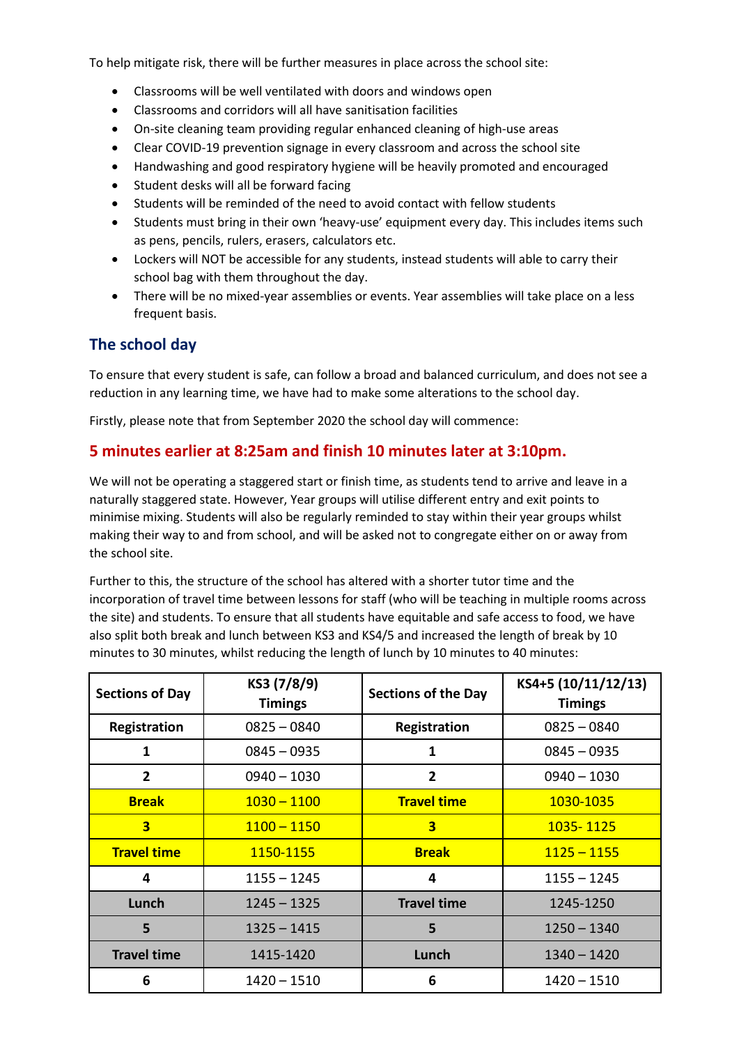To help mitigate risk, there will be further measures in place across the school site:

- Classrooms will be well ventilated with doors and windows open
- Classrooms and corridors will all have sanitisation facilities
- On-site cleaning team providing regular enhanced cleaning of high-use areas
- Clear COVID-19 prevention signage in every classroom and across the school site
- Handwashing and good respiratory hygiene will be heavily promoted and encouraged
- Student desks will all be forward facing
- Students will be reminded of the need to avoid contact with fellow students
- Students must bring in their own 'heavy-use' equipment every day. This includes items such as pens, pencils, rulers, erasers, calculators etc.
- Lockers will NOT be accessible for any students, instead students will able to carry their school bag with them throughout the day.
- There will be no mixed-year assemblies or events. Year assemblies will take place on a less frequent basis.

## The school day

To ensure that every student is safe, can follow a broad and balanced curriculum, and does not see a reduction in any learning time, we have had to make some alterations to the school day.

Firstly, please note that from September 2020 the school day will commence:

### 5 minutes earlier at 8:25am and finish 10 minutes later at 3:10pm.

We will not be operating a staggered start or finish time, as students tend to arrive and leave in a naturally staggered state. However, Year groups will utilise different entry and exit points to minimise mixing. Students will also be regularly reminded to stay within their year groups whilst making their way to and from school, and will be asked not to congregate either on or away from the school site.

Further to this, the structure of the school has altered with a shorter tutor time and the incorporation of travel time between lessons for staff (who will be teaching in multiple rooms across the site) and students. To ensure that all students have equitable and safe access to food, we have also split both break and lunch between KS3 and KS4/5 and increased the length of break by 10 minutes to 30 minutes, whilst reducing the length of lunch by 10 minutes to 40 minutes:

| Sections of Day | KS3 (7/8/9) Timings | Sections of the Day | KS4+5 (10/11/12/13) Timings |
|---|---|---|---|
| **Registration** | 0825 – 0840 | **Registration** | 0825 – 0840 |
| **1** | 0845 – 0935 | **1** | 0845 – 0935 |
| **2** | 0940 – 1030 | **2** | 0940 – 1030 |
| **Break** | 1030 – 1100 | **Travel time** | 1030-1035 |
| **3** | 1100 – 1150 | **3** | 1035- 1125 |
| **Travel time** | 1150-1155 | **Break** | 1125 – 1155 |
| **4** | 1155 – 1245 | **4** | 1155 – 1245 |
| **Lunch** | 1245 – 1325 | **Travel time** | 1245-1250 |
| **5** | 1325 – 1415 | **5** | 1250 – 1340 |
| **Travel time** | 1415-1420 | **Lunch** | 1340 – 1420 |
| **6** | 1420 – 1510 | **6** | 1420 – 1510 |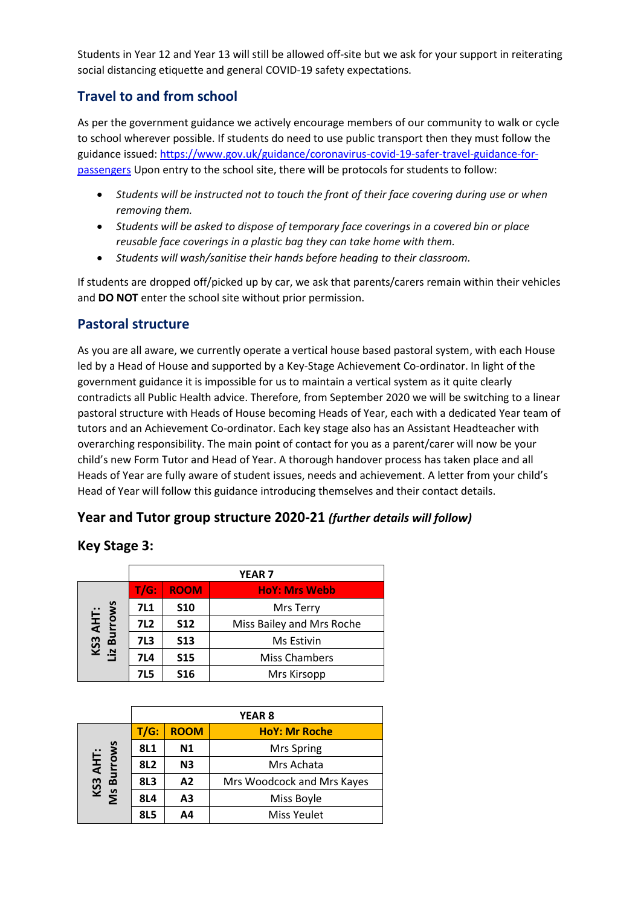Students in Year 12 and Year 13 will still be allowed off-site but we ask for your support in reiterating social distancing etiquette and general COVID-19 safety expectations.

## Travel to and from school

As per the government guidance we actively encourage members of our community to walk or cycle to school wherever possible. If students do need to use public transport then they must follow the guidance issued: [https://www.gov.uk/guidance/coronavirus-covid-19-safer-travel-guidance-for-passengers](https://www.gov.uk/guidance/coronavirus-covid-19-safer-travel-guidance-for-passengers) Upon entry to the school site, there will be protocols for students to follow:

- *Students will be instructed not to touch the front of their face covering during use or when removing them.*
- *Students will be asked to dispose of temporary face coverings in a covered bin or place reusable face coverings in a plastic bag they can take home with them.*
- *Students will wash/sanitise their hands before heading to their classroom.*

If students are dropped off/picked up by car, we ask that parents/carers remain within their vehicles and **DO NOT** enter the school site without prior permission.

## Pastoral structure

As you are all aware, we currently operate a vertical house based pastoral system, with each House led by a Head of House and supported by a Key-Stage Achievement Co-ordinator. In light of the government guidance it is impossible for us to maintain a vertical system as it quite clearly contradicts all Public Health advice. Therefore, from September 2020 we will be switching to a linear pastoral structure with Heads of House becoming Heads of Year, each with a dedicated Year team of tutors and an Achievement Co-ordinator. Each key stage also has an Assistant Headteacher with overarching responsibility. The main point of contact for you as a parent/carer will now be your child's new Form Tutor and Head of Year. A thorough handover process has taken place and all Heads of Year are fully aware of student issues, needs and achievement. A letter from your child's Head of Year will follow this guidance introducing themselves and their contact details.

### Year and Tutor group structure 2020-21 *(further details will follow)*

### Key Stage 3:

| | YEAR 7 | | |
|---|---|---|---|
| KS3 AHT: Liz Burrows | **T/G:** | **ROOM** | **HoY: Mrs Webb** |
| | **7L1** | **S10** | Mrs Terry |
| | **7L2** | **S12** | Miss Bailey and Mrs Roche |
| | **7L3** | **S13** | Ms Estivin |
| | **7L4** | **S15** | Miss Chambers |
| | **7L5** | **S16** | Mrs Kirsopp |

| | YEAR 8 | | |
|---|---|---|---|
| KS3 AHT: Ms Burrows | **T/G:** | **ROOM** | **HoY: Mr Roche** |
| | **8L1** | **N1** | Mrs Spring |
| | **8L2** | **N3** | Mrs Achata |
| | **8L3** | **A2** | Mrs Woodcock and Mrs Kayes |
| | **8L4** | **A3** | Miss Boyle |
| | **8L5** | **A4** | Miss Yeulet |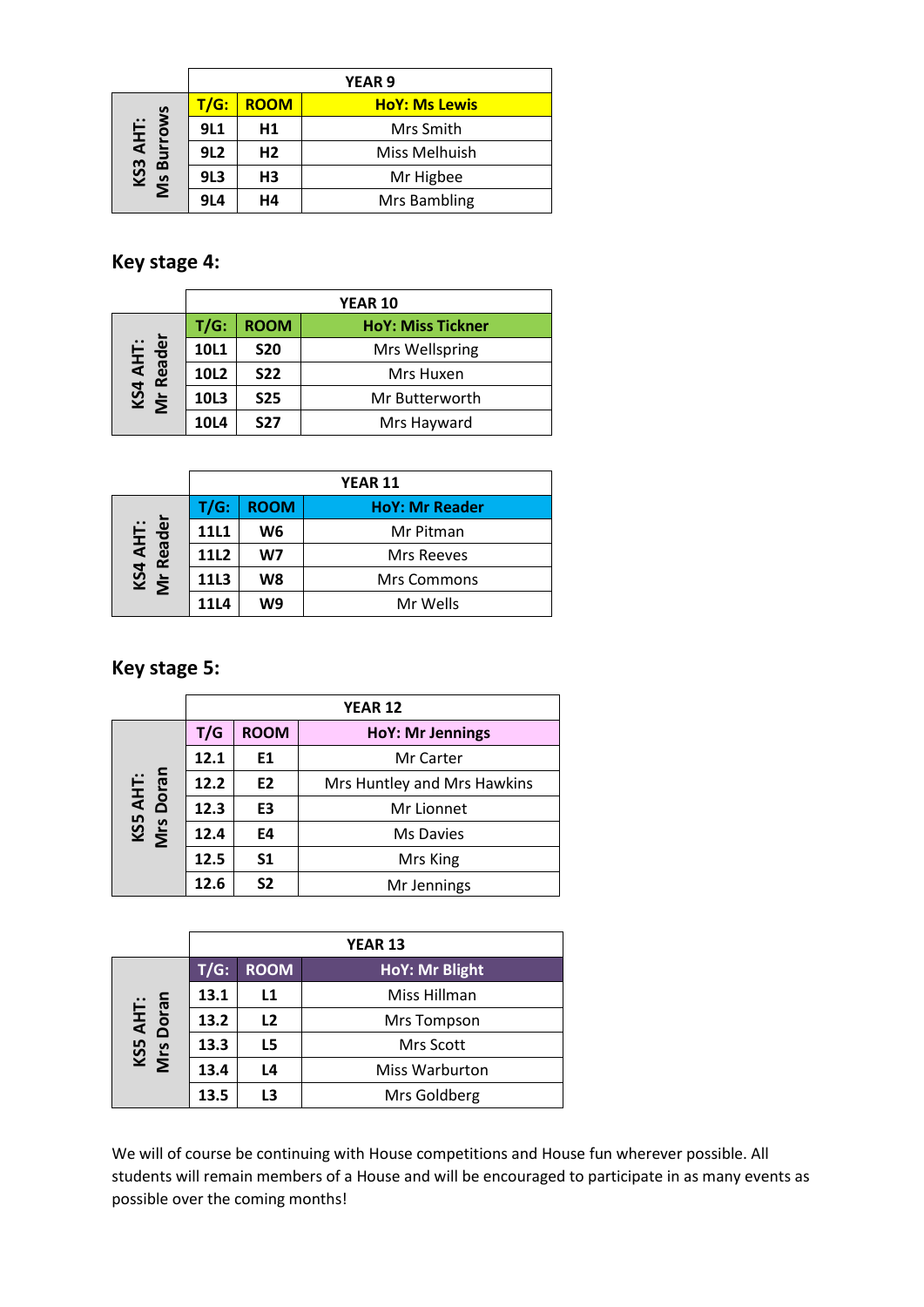| KS3 AHT: Ms Burrows | YEAR 9 | | |
|---|---|---|---|
| | **T/G:** | **ROOM** | **HoY: Ms Lewis** |
| | **9L1** | **H1** | Mrs Smith |
| | **9L2** | **H2** | Miss Melhuish |
| | **9L3** | **H3** | Mr Higbee |
| | **9L4** | **H4** | Mrs Bambling |

## Key stage 4:

| KS4 AHT: Mr Reader | YEAR 10 | | |
|---|---|---|---|
| | **T/G:** | **ROOM** | **HoY: Miss Tickner** |
| | **10L1** | **S20** | Mrs Wellspring |
| | **10L2** | **S22** | Mrs Huxen |
| | **10L3** | **S25** | Mr Butterworth |
| | **10L4** | **S27** | Mrs Hayward |

| KS4 AHT: Mr Reader | YEAR 11 | | |
|---|---|---|---|
| | **T/G:** | **ROOM** | **HoY: Mr Reader** |
| | **11L1** | **W6** | Mr Pitman |
| | **11L2** | **W7** | Mrs Reeves |
| | **11L3** | **W8** | Mrs Commons |
| | **11L4** | **W9** | Mr Wells |

## Key stage 5:

| KS5 AHT: Mrs Doran | YEAR 12 | | |
|---|---|---|---|
| | **T/G** | **ROOM** | **HoY: Mr Jennings** |
| | **12.1** | **E1** | Mr Carter |
| | **12.2** | **E2** | Mrs Huntley and Mrs Hawkins |
| | **12.3** | **E3** | Mr Lionnet |
| | **12.4** | **E4** | Ms Davies |
| | **12.5** | **S1** | Mrs King |
| | **12.6** | **S2** | Mr Jennings |

| KS5 AHT: Mrs Doran | YEAR 13 | | |
|---|---|---|---|
| | **T/G:** | **ROOM** | **HoY: Mr Blight** |
| | **13.1** | **L1** | Miss Hillman |
| | **13.2** | **L2** | Mrs Tompson |
| | **13.3** | **L5** | Mrs Scott |
| | **13.4** | **L4** | Miss Warburton |
| | **13.5** | **L3** | Mrs Goldberg |

We will of course be continuing with House competitions and House fun wherever possible. All students will remain members of a House and will be encouraged to participate in as many events as possible over the coming months!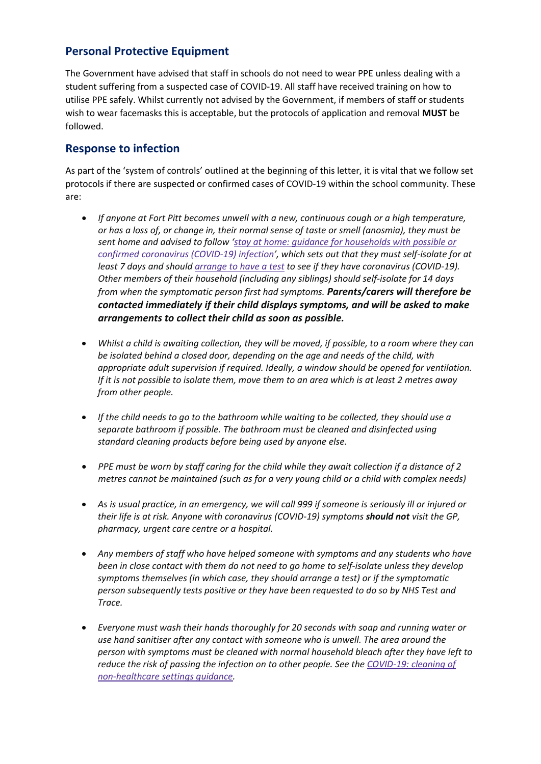## Personal Protective Equipment

The Government have advised that staff in schools do not need to wear PPE unless dealing with a student suffering from a suspected case of COVID-19. All staff have received training on how to utilise PPE safely. Whilst currently not advised by the Government, if members of staff or students wish to wear facemasks this is acceptable, but the protocols of application and removal **MUST** be followed.

## Response to infection

As part of the 'system of controls' outlined at the beginning of this letter, it is vital that we follow set protocols if there are suspected or confirmed cases of COVID-19 within the school community. These are:

- *If anyone at Fort Pitt becomes unwell with a new, continuous cough or a high temperature, or has a loss of, or change in, their normal sense of taste or smell (anosmia), they must be sent home and advised to follow '[stay at home: guidance for households with possible or confirmed coronavirus (COVID-19) infection](#)', which sets out that they must self-isolate for at least 7 days and should [arrange to have a test](#) to see if they have coronavirus (COVID-19). Other members of their household (including any siblings) should self-isolate for 14 days from when the symptomatic person first had symptoms.* ***Parents/carers will therefore be contacted immediately if their child displays symptoms, and will be asked to make arrangements to collect their child as soon as possible.***

- *Whilst a child is awaiting collection, they will be moved, if possible, to a room where they can be isolated behind a closed door, depending on the age and needs of the child, with appropriate adult supervision if required. Ideally, a window should be opened for ventilation. If it is not possible to isolate them, move them to an area which is at least 2 metres away from other people.*

- *If the child needs to go to the bathroom while waiting to be collected, they should use a separate bathroom if possible. The bathroom must be cleaned and disinfected using standard cleaning products before being used by anyone else.*

- *PPE must be worn by staff caring for the child while they await collection if a distance of 2 metres cannot be maintained (such as for a very young child or a child with complex needs)*

- *As is usual practice, in an emergency, we will call 999 if someone is seriously ill or injured or their life is at risk. Anyone with coronavirus (COVID-19) symptoms* ***should not*** *visit the GP, pharmacy, urgent care centre or a hospital.*

- *Any members of staff who have helped someone with symptoms and any students who have been in close contact with them do not need to go home to self-isolate unless they develop symptoms themselves (in which case, they should arrange a test) or if the symptomatic person subsequently tests positive or they have been requested to do so by NHS Test and Trace.*

- *Everyone must wash their hands thoroughly for 20 seconds with soap and running water or use hand sanitiser after any contact with someone who is unwell. The area around the person with symptoms must be cleaned with normal household bleach after they have left to reduce the risk of passing the infection on to other people. See the [COVID-19: cleaning of non-healthcare settings guidance](#).*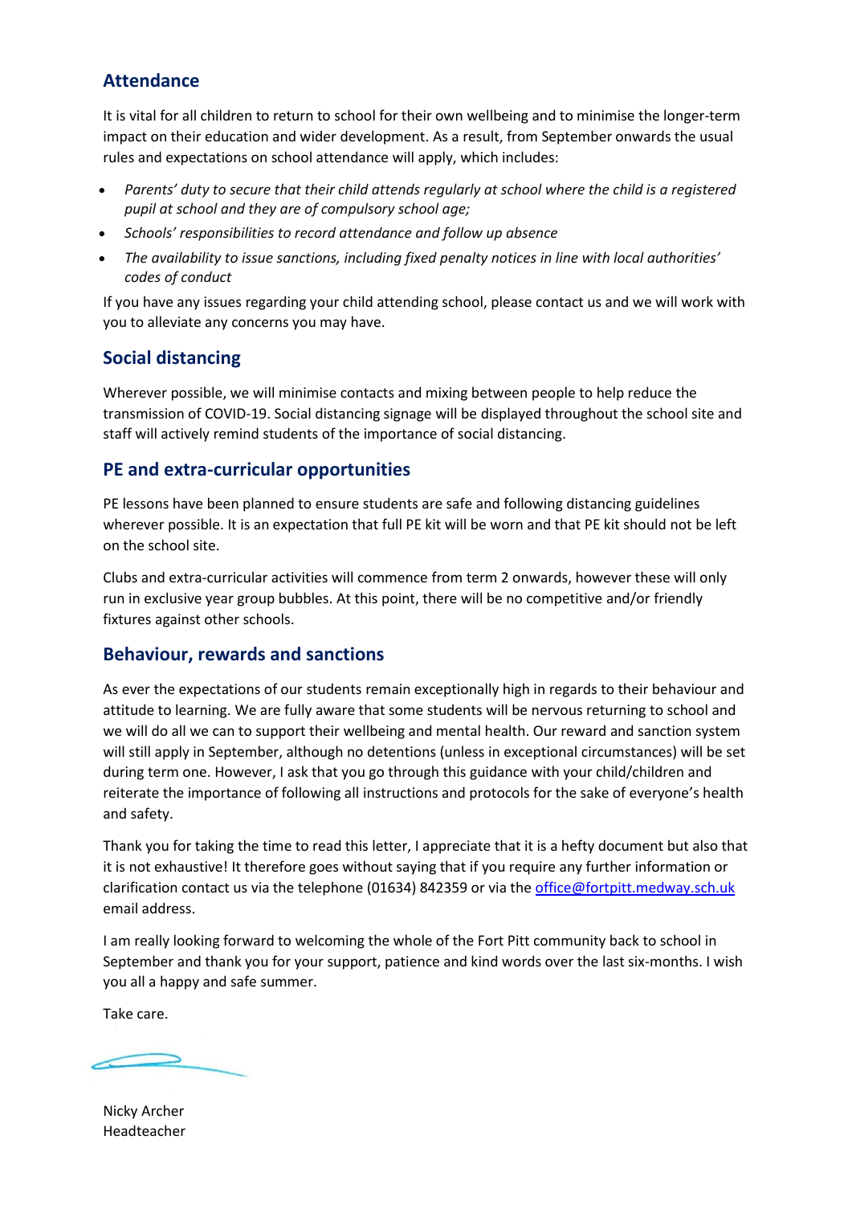## Attendance

It is vital for all children to return to school for their own wellbeing and to minimise the longer-term impact on their education and wider development. As a result, from September onwards the usual rules and expectations on school attendance will apply, which includes:

- *Parents' duty to secure that their child attends regularly at school where the child is a registered pupil at school and they are of compulsory school age;*
- *Schools' responsibilities to record attendance and follow up absence*
- *The availability to issue sanctions, including fixed penalty notices in line with local authorities' codes of conduct*

If you have any issues regarding your child attending school, please contact us and we will work with you to alleviate any concerns you may have.

## Social distancing

Wherever possible, we will minimise contacts and mixing between people to help reduce the transmission of COVID-19. Social distancing signage will be displayed throughout the school site and staff will actively remind students of the importance of social distancing.

## PE and extra-curricular opportunities

PE lessons have been planned to ensure students are safe and following distancing guidelines wherever possible. It is an expectation that full PE kit will be worn and that PE kit should not be left on the school site.

Clubs and extra-curricular activities will commence from term 2 onwards, however these will only run in exclusive year group bubbles. At this point, there will be no competitive and/or friendly fixtures against other schools.

## Behaviour, rewards and sanctions

As ever the expectations of our students remain exceptionally high in regards to their behaviour and attitude to learning. We are fully aware that some students will be nervous returning to school and we will do all we can to support their wellbeing and mental health. Our reward and sanction system will still apply in September, although no detentions (unless in exceptional circumstances) will be set during term one. However, I ask that you go through this guidance with your child/children and reiterate the importance of following all instructions and protocols for the sake of everyone's health and safety.

Thank you for taking the time to read this letter, I appreciate that it is a hefty document but also that it is not exhaustive! It therefore goes without saying that if you require any further information or clarification contact us via the telephone (01634) 842359 or via the office@fortpitt.medway.sch.uk email address.

I am really looking forward to welcoming the whole of the Fort Pitt community back to school in September and thank you for your support, patience and kind words over the last six-months. I wish you all a happy and safe summer.

Take care.

Nicky Archer
Headteacher